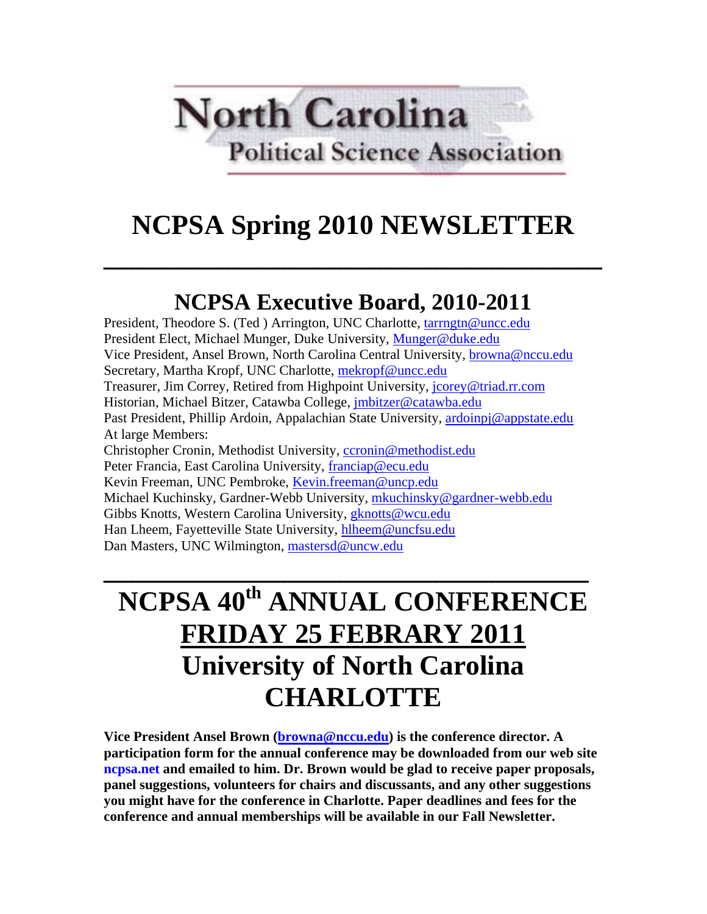# North Carolina Political Science Association

# NCPSA Spring 2010 NEWSLETTER

---

## NCPSA Executive Board, 2010-2011

President, Theodore S. (Ted ) Arrington, UNC Charlotte, tarrngtn@uncc.edu
President Elect, Michael Munger, Duke University, Munger@duke.edu
Vice President, Ansel Brown, North Carolina Central University, browna@nccu.edu
Secretary, Martha Kropf, UNC Charlotte, mekropf@uncc.edu
Treasurer, Jim Correy, Retired from Highpoint University, jcorey@triad.rr.com
Historian, Michael Bitzer, Catawba College, jmbitzer@catawba.edu
Past President, Phillip Ardoin, Appalachian State University, ardoinpj@appstate.edu
At large Members:
Christopher Cronin, Methodist University, ccronin@methodist.edu
Peter Francia, East Carolina University, franciap@ecu.edu
Kevin Freeman, UNC Pembroke, Kevin.freeman@uncp.edu
Michael Kuchinsky, Gardner-Webb University, mkuchinsky@gardner-webb.edu
Gibbs Knotts, Western Carolina University, gknotts@wcu.edu
Han Lheem, Fayetteville State University, hlheem@uncfsu.edu
Dan Masters, UNC Wilmington, mastersd@uncw.edu

---

# NCPSA 40th ANNUAL CONFERENCE FRIDAY 25 FEBRARY 2011 University of North Carolina CHARLOTTE

**Vice President Ansel Brown (browna@nccu.edu) is the conference director. A participation form for the annual conference may be downloaded from our web site ncpsa.net and emailed to him. Dr. Brown would be glad to receive paper proposals, panel suggestions, volunteers for chairs and discussants, and any other suggestions you might have for the conference in Charlotte. Paper deadlines and fees for the conference and annual memberships will be available in our Fall Newsletter.**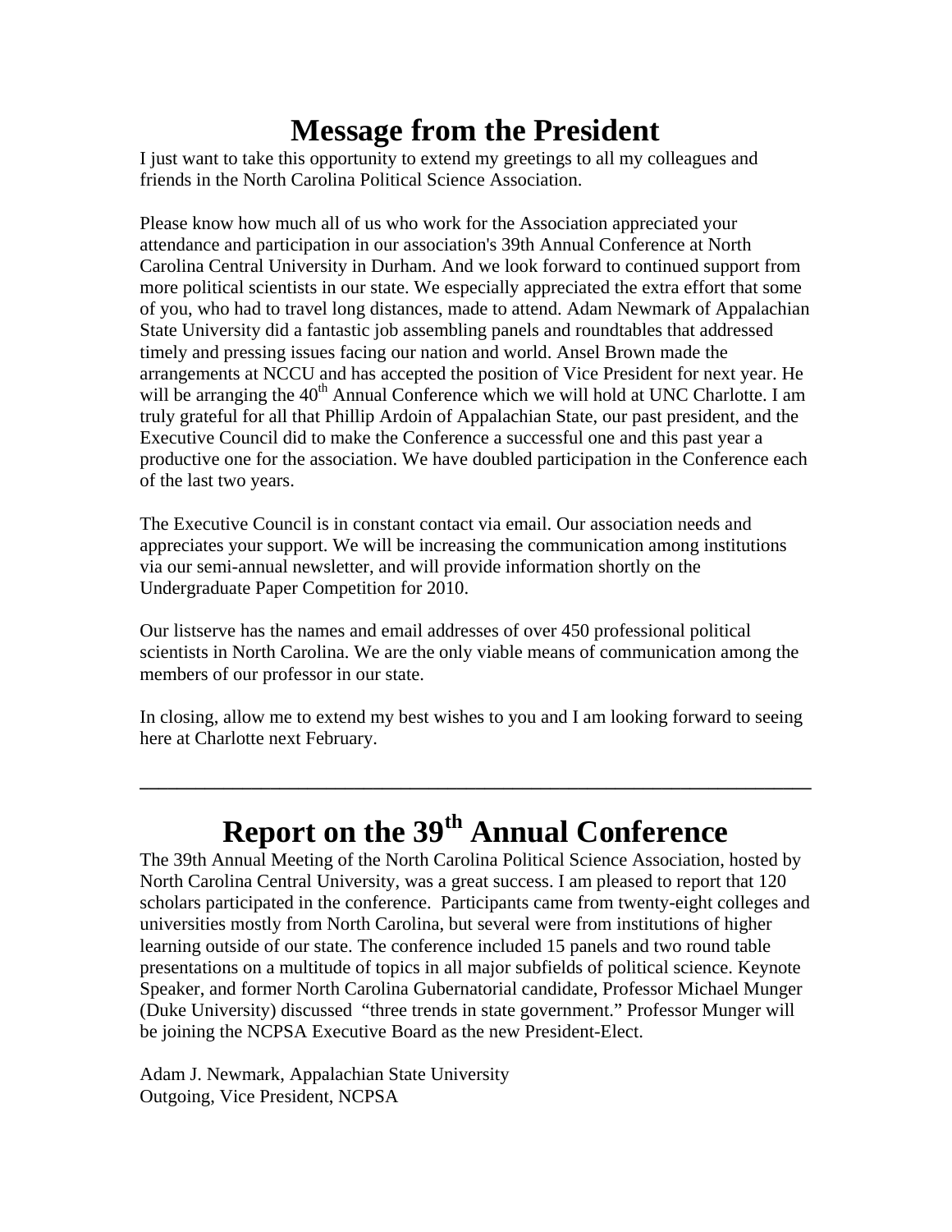# Message from the President

I just want to take this opportunity to extend my greetings to all my colleagues and friends in the North Carolina Political Science Association.

Please know how much all of us who work for the Association appreciated your attendance and participation in our association's 39th Annual Conference at North Carolina Central University in Durham. And we look forward to continued support from more political scientists in our state. We especially appreciated the extra effort that some of you, who had to travel long distances, made to attend. Adam Newmark of Appalachian State University did a fantastic job assembling panels and roundtables that addressed timely and pressing issues facing our nation and world. Ansel Brown made the arrangements at NCCU and has accepted the position of Vice President for next year. He will be arranging the 40th Annual Conference which we will hold at UNC Charlotte. I am truly grateful for all that Phillip Ardoin of Appalachian State, our past president, and the Executive Council did to make the Conference a successful one and this past year a productive one for the association. We have doubled participation in the Conference each of the last two years.

The Executive Council is in constant contact via email. Our association needs and appreciates your support. We will be increasing the communication among institutions via our semi-annual newsletter, and will provide information shortly on the Undergraduate Paper Competition for 2010.

Our listserve has the names and email addresses of over 450 professional political scientists in North Carolina. We are the only viable means of communication among the members of our professor in our state.

In closing, allow me to extend my best wishes to you and I am looking forward to seeing here at Charlotte next February.

---

# Report on the 39th Annual Conference

The 39th Annual Meeting of the North Carolina Political Science Association, hosted by North Carolina Central University, was a great success. I am pleased to report that 120 scholars participated in the conference. Participants came from twenty-eight colleges and universities mostly from North Carolina, but several were from institutions of higher learning outside of our state. The conference included 15 panels and two round table presentations on a multitude of topics in all major subfields of political science. Keynote Speaker, and former North Carolina Gubernatorial candidate, Professor Michael Munger (Duke University) discussed "three trends in state government." Professor Munger will be joining the NCPSA Executive Board as the new President-Elect.

Adam J. Newmark, Appalachian State University
Outgoing, Vice President, NCPSA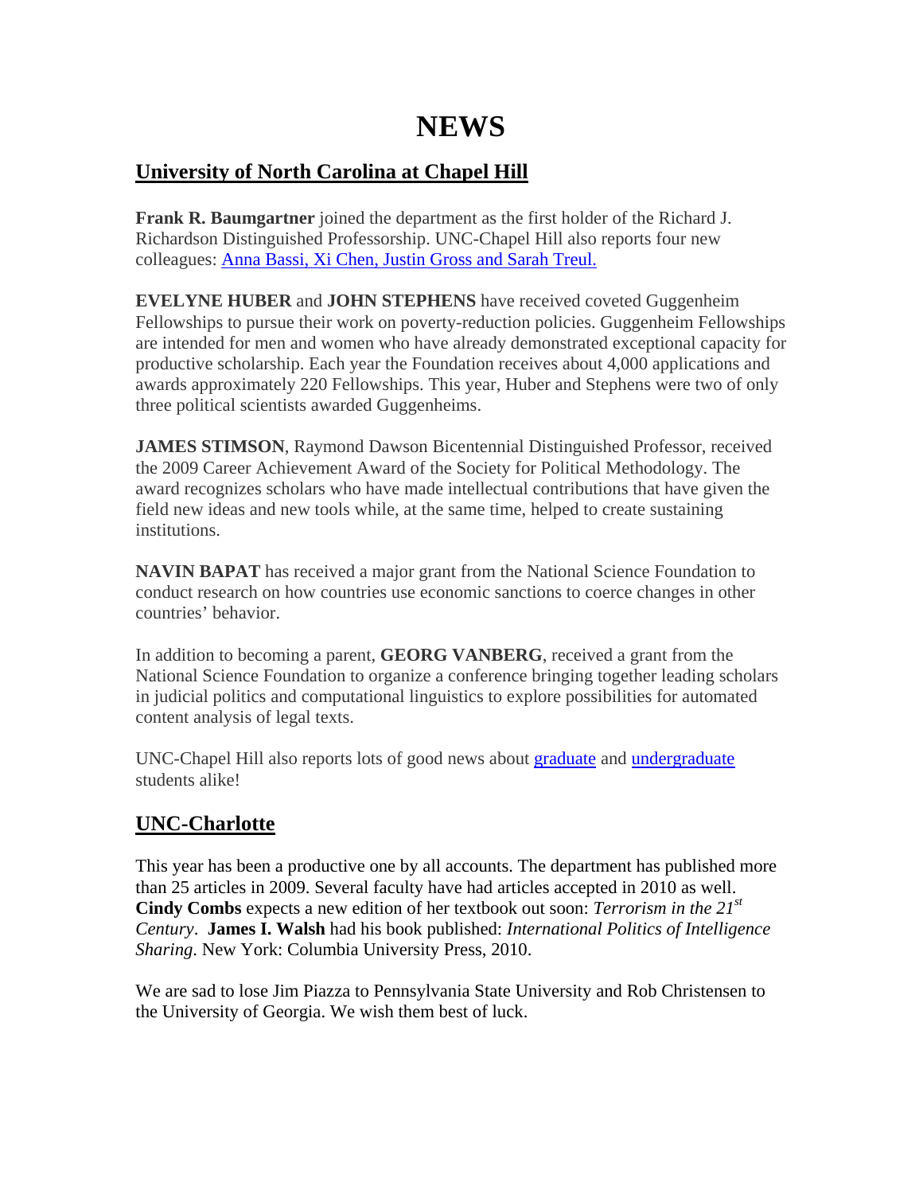# NEWS

## University of North Carolina at Chapel Hill

**Frank R. Baumgartner** joined the department as the first holder of the Richard J. Richardson Distinguished Professorship. UNC-Chapel Hill also reports four new colleagues: Anna Bassi, Xi Chen, Justin Gross and Sarah Treul.

**EVELYNE HUBER** and **JOHN STEPHENS** have received coveted Guggenheim Fellowships to pursue their work on poverty-reduction policies. Guggenheim Fellowships are intended for men and women who have already demonstrated exceptional capacity for productive scholarship. Each year the Foundation receives about 4,000 applications and awards approximately 220 Fellowships. This year, Huber and Stephens were two of only three political scientists awarded Guggenheims.

**JAMES STIMSON**, Raymond Dawson Bicentennial Distinguished Professor, received the 2009 Career Achievement Award of the Society for Political Methodology. The award recognizes scholars who have made intellectual contributions that have given the field new ideas and new tools while, at the same time, helped to create sustaining institutions.

**NAVIN BAPAT** has received a major grant from the National Science Foundation to conduct research on how countries use economic sanctions to coerce changes in other countries' behavior.

In addition to becoming a parent, **GEORG VANBERG**, received a grant from the National Science Foundation to organize a conference bringing together leading scholars in judicial politics and computational linguistics to explore possibilities for automated content analysis of legal texts.

UNC-Chapel Hill also reports lots of good news about graduate and undergraduate students alike!

## UNC-Charlotte

This year has been a productive one by all accounts. The department has published more than 25 articles in 2009. Several faculty have had articles accepted in 2010 as well. **Cindy Combs** expects a new edition of her textbook out soon: *Terrorism in the 21st Century*. **James I. Walsh** had his book published: *International Politics of Intelligence Sharing*. New York: Columbia University Press, 2010.

We are sad to lose Jim Piazza to Pennsylvania State University and Rob Christensen to the University of Georgia. We wish them best of luck.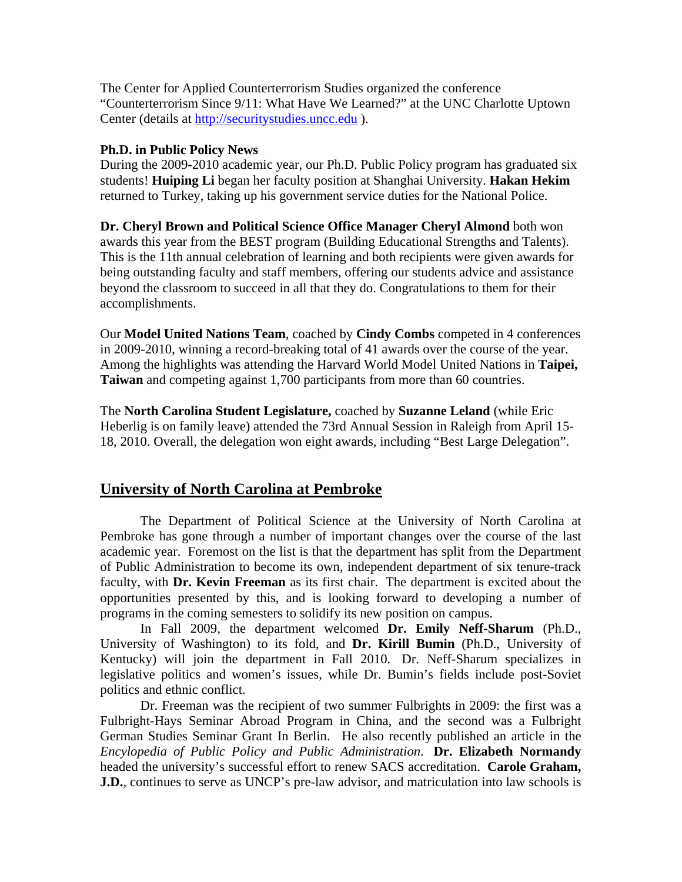The Center for Applied Counterterrorism Studies organized the conference "Counterterrorism Since 9/11: What Have We Learned?" at the UNC Charlotte Uptown Center (details at http://securitystudies.uncc.edu ).

**Ph.D. in Public Policy News**

During the 2009-2010 academic year, our Ph.D. Public Policy program has graduated six students! **Huiping Li** began her faculty position at Shanghai University. **Hakan Hekim** returned to Turkey, taking up his government service duties for the National Police.

**Dr. Cheryl Brown and Political Science Office Manager Cheryl Almond** both won awards this year from the BEST program (Building Educational Strengths and Talents). This is the 11th annual celebration of learning and both recipients were given awards for being outstanding faculty and staff members, offering our students advice and assistance beyond the classroom to succeed in all that they do. Congratulations to them for their accomplishments.

Our **Model United Nations Team**, coached by **Cindy Combs** competed in 4 conferences in 2009-2010, winning a record-breaking total of 41 awards over the course of the year. Among the highlights was attending the Harvard World Model United Nations in **Taipei, Taiwan** and competing against 1,700 participants from more than 60 countries.

The **North Carolina Student Legislature,** coached by **Suzanne Leland** (while Eric Heberlig is on family leave) attended the 73rd Annual Session in Raleigh from April 15-18, 2010. Overall, the delegation won eight awards, including "Best Large Delegation".

## University of North Carolina at Pembroke

The Department of Political Science at the University of North Carolina at Pembroke has gone through a number of important changes over the course of the last academic year. Foremost on the list is that the department has split from the Department of Public Administration to become its own, independent department of six tenure-track faculty, with **Dr. Kevin Freeman** as its first chair. The department is excited about the opportunities presented by this, and is looking forward to developing a number of programs in the coming semesters to solidify its new position on campus.

In Fall 2009, the department welcomed **Dr. Emily Neff-Sharum** (Ph.D., University of Washington) to its fold, and **Dr. Kirill Bumin** (Ph.D., University of Kentucky) will join the department in Fall 2010. Dr. Neff-Sharum specializes in legislative politics and women's issues, while Dr. Bumin's fields include post-Soviet politics and ethnic conflict.

Dr. Freeman was the recipient of two summer Fulbrights in 2009: the first was a Fulbright-Hays Seminar Abroad Program in China, and the second was a Fulbright German Studies Seminar Grant In Berlin. He also recently published an article in the *Encylopedia of Public Policy and Public Administration.* **Dr. Elizabeth Normandy** headed the university's successful effort to renew SACS accreditation. **Carole Graham, J.D.**, continues to serve as UNCP's pre-law advisor, and matriculation into law schools is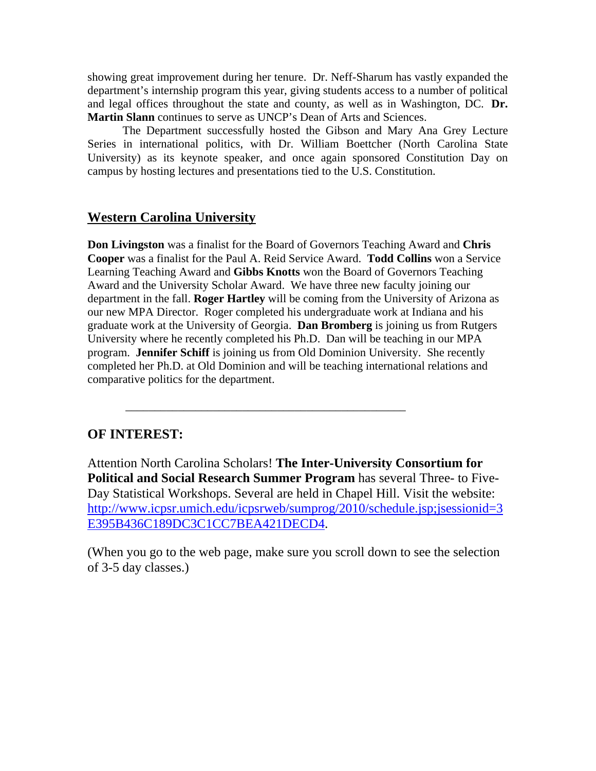showing great improvement during her tenure. Dr. Neff-Sharum has vastly expanded the department's internship program this year, giving students access to a number of political and legal offices throughout the state and county, as well as in Washington, DC. **Dr. Martin Slann** continues to serve as UNCP's Dean of Arts and Sciences.

The Department successfully hosted the Gibson and Mary Ana Grey Lecture Series in international politics, with Dr. William Boettcher (North Carolina State University) as its keynote speaker, and once again sponsored Constitution Day on campus by hosting lectures and presentations tied to the U.S. Constitution.

## Western Carolina University

**Don Livingston** was a finalist for the Board of Governors Teaching Award and **Chris Cooper** was a finalist for the Paul A. Reid Service Award. **Todd Collins** won a Service Learning Teaching Award and **Gibbs Knotts** won the Board of Governors Teaching Award and the University Scholar Award. We have three new faculty joining our department in the fall. **Roger Hartley** will be coming from the University of Arizona as our new MPA Director. Roger completed his undergraduate work at Indiana and his graduate work at the University of Georgia. **Dan Bromberg** is joining us from Rutgers University where he recently completed his Ph.D. Dan will be teaching in our MPA program. **Jennifer Schiff** is joining us from Old Dominion University. She recently completed her Ph.D. at Old Dominion and will be teaching international relations and comparative politics for the department.

---

## OF INTEREST:

Attention North Carolina Scholars! **The Inter-University Consortium for Political and Social Research Summer Program** has several Three- to Five-Day Statistical Workshops. Several are held in Chapel Hill. Visit the website: http://www.icpsr.umich.edu/icpsrweb/sumprog/2010/schedule.jsp;jsessionid=3E395B436C189DC3C1CC7BEA421DECD4.

(When you go to the web page, make sure you scroll down to see the selection of 3-5 day classes.)